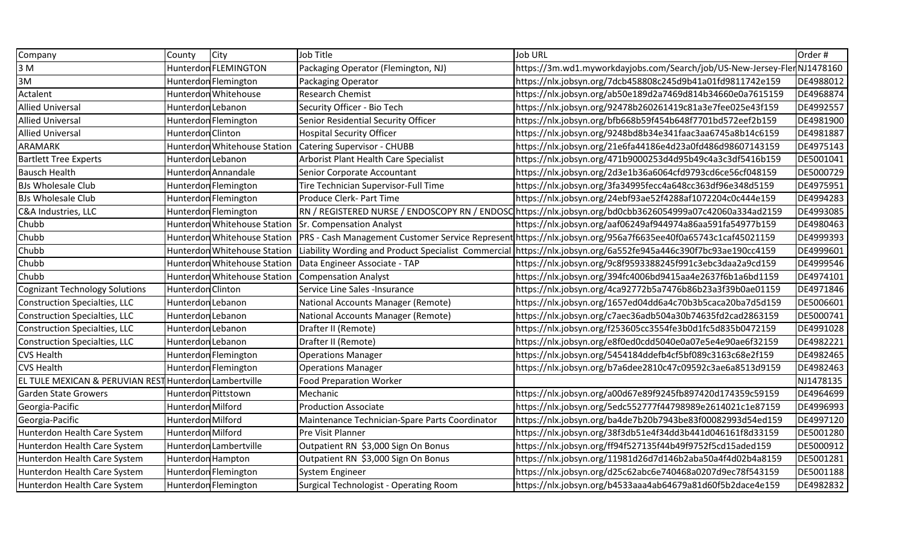| Company | County | City | Job Title | Job URL | Order # |
|---|---|---|---|---|---|
| 3 M | Hunterdon | FLEMINGTON | Packaging Operator (Flemington, NJ) | https://3m.wd1.myworkdayjobs.com/Search/job/US-New-Jersey-Fler | NJ1478160 |
| 3M | Hunterdon | Flemington | Packaging Operator | https://nlx.jobsyn.org/7dcb458808c245d9b41a01fd9811742e159 | DE4988012 |
| Actalent | Hunterdon | Whitehouse | Research Chemist | https://nlx.jobsyn.org/ab50e189d2a7469d814b34660e0a7615159 | DE4968874 |
| Allied Universal | Hunterdon | Lebanon | Security Officer - Bio Tech | https://nlx.jobsyn.org/92478b260261419c81a3e7fee025e43f159 | DE4992557 |
| Allied Universal | Hunterdon | Flemington | Senior Residential Security Officer | https://nlx.jobsyn.org/bfb668b59f454b648f7701bd572eef2b159 | DE4981900 |
| Allied Universal | Hunterdon | Clinton | Hospital Security Officer | https://nlx.jobsyn.org/9248bd8b34e341faac3aa6745a8b14c6159 | DE4981887 |
| ARAMARK | Hunterdon | Whitehouse Station | Catering Supervisor - CHUBB | https://nlx.jobsyn.org/21e6fa44186e4d23a0fd486d98607143159 | DE4975143 |
| Bartlett Tree Experts | Hunterdon | Lebanon | Arborist Plant Health Care Specialist | https://nlx.jobsyn.org/471b9000253d4d95b49c4a3c3df5416b159 | DE5001041 |
| Bausch Health | Hunterdon | Annandale | Senior Corporate Accountant | https://nlx.jobsyn.org/2d3e1b36a6064cfd9793cd6ce56cf048159 | DE5000729 |
| BJs Wholesale Club | Hunterdon | Flemington | Tire Technician Supervisor-Full Time | https://nlx.jobsyn.org/3fa34995fecc4a648cc363df96e348d5159 | DE4975951 |
| BJs Wholesale Club | Hunterdon | Flemington | Produce Clerk- Part Time | https://nlx.jobsyn.org/24ebf93ae52f4288af1072204c0c444e159 | DE4994283 |
| C&A Industries, LLC | Hunterdon | Flemington | RN / REGISTERED NURSE / ENDOSCOPY RN / ENDOSC | https://nlx.jobsyn.org/bd0cbb3626054999a07c42060a334ad2159 | DE4993085 |
| Chubb | Hunterdon | Whitehouse Station | Sr. Compensation Analyst | https://nlx.jobsyn.org/aaf06249af944974a86aa591fa54977b159 | DE4980463 |
| Chubb | Hunterdon | Whitehouse Station | PRS - Cash Management Customer Service Represent | https://nlx.jobsyn.org/956a7f6635ee40f0a65743c1caf45021159 | DE4999393 |
| Chubb | Hunterdon | Whitehouse Station | Liability Wording and Product Specialist Commercial | https://nlx.jobsyn.org/6a552fe945a446c390f7bc93ae190cc4159 | DE4999601 |
| Chubb | Hunterdon | Whitehouse Station | Data Engineer Associate - TAP | https://nlx.jobsyn.org/9c8f9593388245f991c3ebc3daa2a9cd159 | DE4999546 |
| Chubb | Hunterdon | Whitehouse Station | Compensation Analyst | https://nlx.jobsyn.org/394fc4006bd9415aa4e2637f6b1a6bd1159 | DE4974101 |
| Cognizant Technology Solutions | Hunterdon | Clinton | Service Line Sales -Insurance | https://nlx.jobsyn.org/4ca92772b5a7476b86b23a3f39b0ae01159 | DE4971846 |
| Construction Specialties, LLC | Hunterdon | Lebanon | National Accounts Manager (Remote) | https://nlx.jobsyn.org/1657ed04dd6a4c70b3b5caca20ba7d5d159 | DE5006601 |
| Construction Specialties, LLC | Hunterdon | Lebanon | National Accounts Manager (Remote) | https://nlx.jobsyn.org/c7aec36adb504a30b74635fd2cad2863159 | DE5000741 |
| Construction Specialties, LLC | Hunterdon | Lebanon | Drafter II (Remote) | https://nlx.jobsyn.org/f253605cc3554fe3b0d1fc5d835b0472159 | DE4991028 |
| Construction Specialties, LLC | Hunterdon | Lebanon | Drafter II (Remote) | https://nlx.jobsyn.org/e8f0ed0cdd5040e0a07e5e4e90ae6f32159 | DE4982221 |
| CVS Health | Hunterdon | Flemington | Operations Manager | https://nlx.jobsyn.org/5454184ddefb4cf5bf089c3163c68e2f159 | DE4982465 |
| CVS Health | Hunterdon | Flemington | Operations Manager | https://nlx.jobsyn.org/b7a6dee2810c47c09592c3ae6a8513d9159 | DE4982463 |
| EL TULE MEXICAN & PERUVIAN REST | Hunterdon | Lambertville | Food Preparation Worker | | NJ1478135 |
| Garden State Growers | Hunterdon | Pittstown | Mechanic | https://nlx.jobsyn.org/a00d67e89f9245fb897420d174359c59159 | DE4964699 |
| Georgia-Pacific | Hunterdon | Milford | Production Associate | https://nlx.jobsyn.org/5edc552777f44798989e2614021c1e87159 | DE4996993 |
| Georgia-Pacific | Hunterdon | Milford | Maintenance Technician-Spare Parts Coordinator | https://nlx.jobsyn.org/ba4de7b20b7943be83f00082993d54ed159 | DE4997120 |
| Hunterdon Health Care System | Hunterdon | Milford | Pre Visit Planner | https://nlx.jobsyn.org/38f3db51e4f34dd3b441d046161f8d33159 | DE5001280 |
| Hunterdon Health Care System | Hunterdon | Lambertville | Outpatient RN $3,000 Sign On Bonus | https://nlx.jobsyn.org/ff94f527135f44b49f9752f5cd15aded159 | DE5000912 |
| Hunterdon Health Care System | Hunterdon | Hampton | Outpatient RN $3,000 Sign On Bonus | https://nlx.jobsyn.org/11981d26d7d146b2aba50a4f4d02b4a8159 | DE5001281 |
| Hunterdon Health Care System | Hunterdon | Flemington | System Engineer | https://nlx.jobsyn.org/d25c62abc6e740468a0207d9ec78f543159 | DE5001188 |
| Hunterdon Health Care System | Hunterdon | Flemington | Surgical Technologist - Operating Room | https://nlx.jobsyn.org/b4533aaa4ab64679a81d60f5b2dace4e159 | DE4982832 |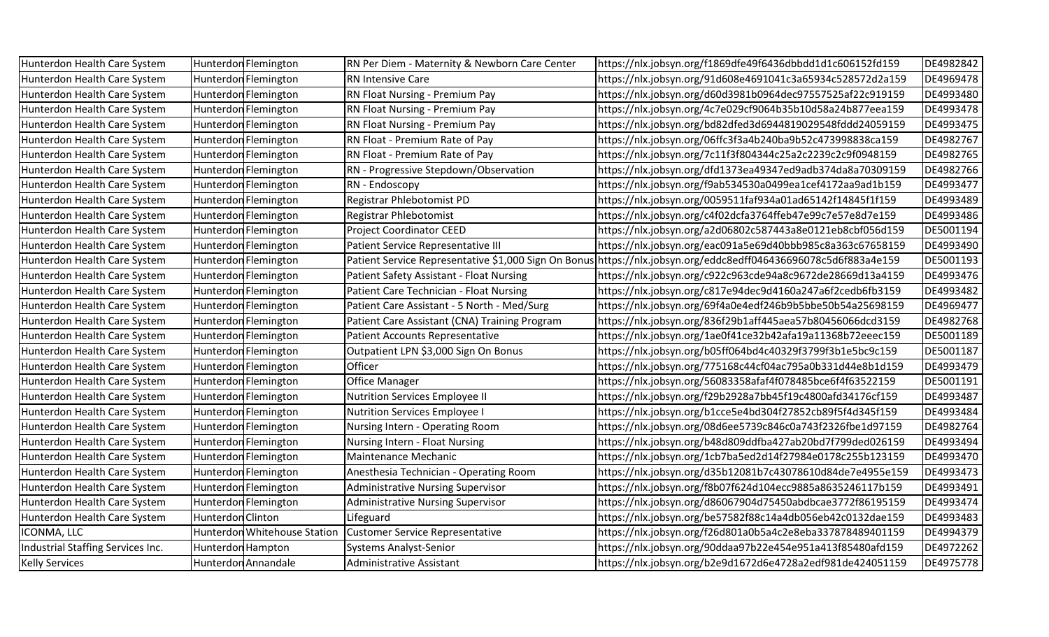| | | | | | |
|---|---|---|---|---|---|
| Hunterdon Health Care System | Hunterdon | Flemington | RN Per Diem - Maternity & Newborn Care Center | https://nlx.jobsyn.org/f1869dfe49f6436dbbdd1d1c606152fd159 | DE4982842 |
| Hunterdon Health Care System | Hunterdon | Flemington | RN Intensive Care | https://nlx.jobsyn.org/91d608e4691041c3a65934c528572d2a159 | DE4969478 |
| Hunterdon Health Care System | Hunterdon | Flemington | RN Float Nursing - Premium Pay | https://nlx.jobsyn.org/d60d3981b0964dec97557525af22c919159 | DE4993480 |
| Hunterdon Health Care System | Hunterdon | Flemington | RN Float Nursing - Premium Pay | https://nlx.jobsyn.org/4c7e029cf9064b35b10d58a24b877eea159 | DE4993478 |
| Hunterdon Health Care System | Hunterdon | Flemington | RN Float Nursing - Premium Pay | https://nlx.jobsyn.org/bd82dfed3d6944819029548fddd24059159 | DE4993475 |
| Hunterdon Health Care System | Hunterdon | Flemington | RN Float - Premium Rate of Pay | https://nlx.jobsyn.org/06ffc3f3a4b240ba9b52c473998838ca159 | DE4982767 |
| Hunterdon Health Care System | Hunterdon | Flemington | RN Float - Premium Rate of Pay | https://nlx.jobsyn.org/7c11f3f804344c25a2c2239c2c9f0948159 | DE4982765 |
| Hunterdon Health Care System | Hunterdon | Flemington | RN - Progressive Stepdown/Observation | https://nlx.jobsyn.org/dfd1373ea49347ed9adb374da8a70309159 | DE4982766 |
| Hunterdon Health Care System | Hunterdon | Flemington | RN - Endoscopy | https://nlx.jobsyn.org/f9ab534530a0499ea1cef4172aa9ad1b159 | DE4993477 |
| Hunterdon Health Care System | Hunterdon | Flemington | Registrar Phlebotomist PD | https://nlx.jobsyn.org/0059511faf934a01ad65142f14845f1f159 | DE4993489 |
| Hunterdon Health Care System | Hunterdon | Flemington | Registrar Phlebotomist | https://nlx.jobsyn.org/c4f02dcfa3764ffeb47e99c7e57e8d7e159 | DE4993486 |
| Hunterdon Health Care System | Hunterdon | Flemington | Project Coordinator CEED | https://nlx.jobsyn.org/a2d06802c587443a8e0121eb8cbf056d159 | DE5001194 |
| Hunterdon Health Care System | Hunterdon | Flemington | Patient Service Representative III | https://nlx.jobsyn.org/eac091a5e69d40bbb985c8a363c67658159 | DE4993490 |
| Hunterdon Health Care System | Hunterdon | Flemington | Patient Service Representative $1,000 Sign On Bonus | https://nlx.jobsyn.org/eddc8edff046436696078c5d6f883a4e159 | DE5001193 |
| Hunterdon Health Care System | Hunterdon | Flemington | Patient Safety Assistant - Float Nursing | https://nlx.jobsyn.org/c922c963cde94a8c9672de28669d13a4159 | DE4993476 |
| Hunterdon Health Care System | Hunterdon | Flemington | Patient Care Technician - Float Nursing | https://nlx.jobsyn.org/c817e94dec9d4160a247a6f2cedb6fb3159 | DE4993482 |
| Hunterdon Health Care System | Hunterdon | Flemington | Patient Care Assistant - 5 North - Med/Surg | https://nlx.jobsyn.org/69f4a0e4edf246b9b5bbe50b54a25698159 | DE4969477 |
| Hunterdon Health Care System | Hunterdon | Flemington | Patient Care Assistant (CNA) Training Program | https://nlx.jobsyn.org/836f29b1aff445aea57b80456066dcd3159 | DE4982768 |
| Hunterdon Health Care System | Hunterdon | Flemington | Patient Accounts Representative | https://nlx.jobsyn.org/1ae0f41ce32b42afa19a11368b72eeec159 | DE5001189 |
| Hunterdon Health Care System | Hunterdon | Flemington | Outpatient LPN $3,000 Sign On Bonus | https://nlx.jobsyn.org/b05ff064bd4c40329f3799f3b1e5bc9c159 | DE5001187 |
| Hunterdon Health Care System | Hunterdon | Flemington | Officer | https://nlx.jobsyn.org/775168c44cf04ac795a0b331d44e8b1d159 | DE4993479 |
| Hunterdon Health Care System | Hunterdon | Flemington | Office Manager | https://nlx.jobsyn.org/56083358afaf4f078485bce6f4f63522159 | DE5001191 |
| Hunterdon Health Care System | Hunterdon | Flemington | Nutrition Services Employee II | https://nlx.jobsyn.org/f29b2928a7bb45f19c4800afd34176cf159 | DE4993487 |
| Hunterdon Health Care System | Hunterdon | Flemington | Nutrition Services Employee I | https://nlx.jobsyn.org/b1cce5e4bd304f27852cb89f5f4d345f159 | DE4993484 |
| Hunterdon Health Care System | Hunterdon | Flemington | Nursing Intern - Operating Room | https://nlx.jobsyn.org/08d6ee5739c846c0a743f2326fbe1d97159 | DE4982764 |
| Hunterdon Health Care System | Hunterdon | Flemington | Nursing Intern - Float Nursing | https://nlx.jobsyn.org/b48d809ddfba427ab20bd7f799ded026159 | DE4993494 |
| Hunterdon Health Care System | Hunterdon | Flemington | Maintenance Mechanic | https://nlx.jobsyn.org/1cb7ba5ed2d14f27984e0178c255b123159 | DE4993470 |
| Hunterdon Health Care System | Hunterdon | Flemington | Anesthesia Technician - Operating Room | https://nlx.jobsyn.org/d35b12081b7c43078610d84de7e4955e159 | DE4993473 |
| Hunterdon Health Care System | Hunterdon | Flemington | Administrative Nursing Supervisor | https://nlx.jobsyn.org/f8b07f624d104ecc9885a8635246117b159 | DE4993491 |
| Hunterdon Health Care System | Hunterdon | Flemington | Administrative Nursing Supervisor | https://nlx.jobsyn.org/d86067904d75450abdbcae3772f86195159 | DE4993474 |
| Hunterdon Health Care System | Hunterdon | Clinton | Lifeguard | https://nlx.jobsyn.org/be57582f88c14a4db056eb42c0132dae159 | DE4993483 |
| ICONMA, LLC | Hunterdon | Whitehouse Station | Customer Service Representative | https://nlx.jobsyn.org/f26d801a0b5a4c2e8eba337878489401159 | DE4994379 |
| Industrial Staffing Services Inc. | Hunterdon | Hampton | Systems Analyst-Senior | https://nlx.jobsyn.org/90ddaa97b22e454e951a413f85480afd159 | DE4972262 |
| Kelly Services | Hunterdon | Annandale | Administrative Assistant | https://nlx.jobsyn.org/b2e9d1672d6e4728a2edf981de424051159 | DE4975778 |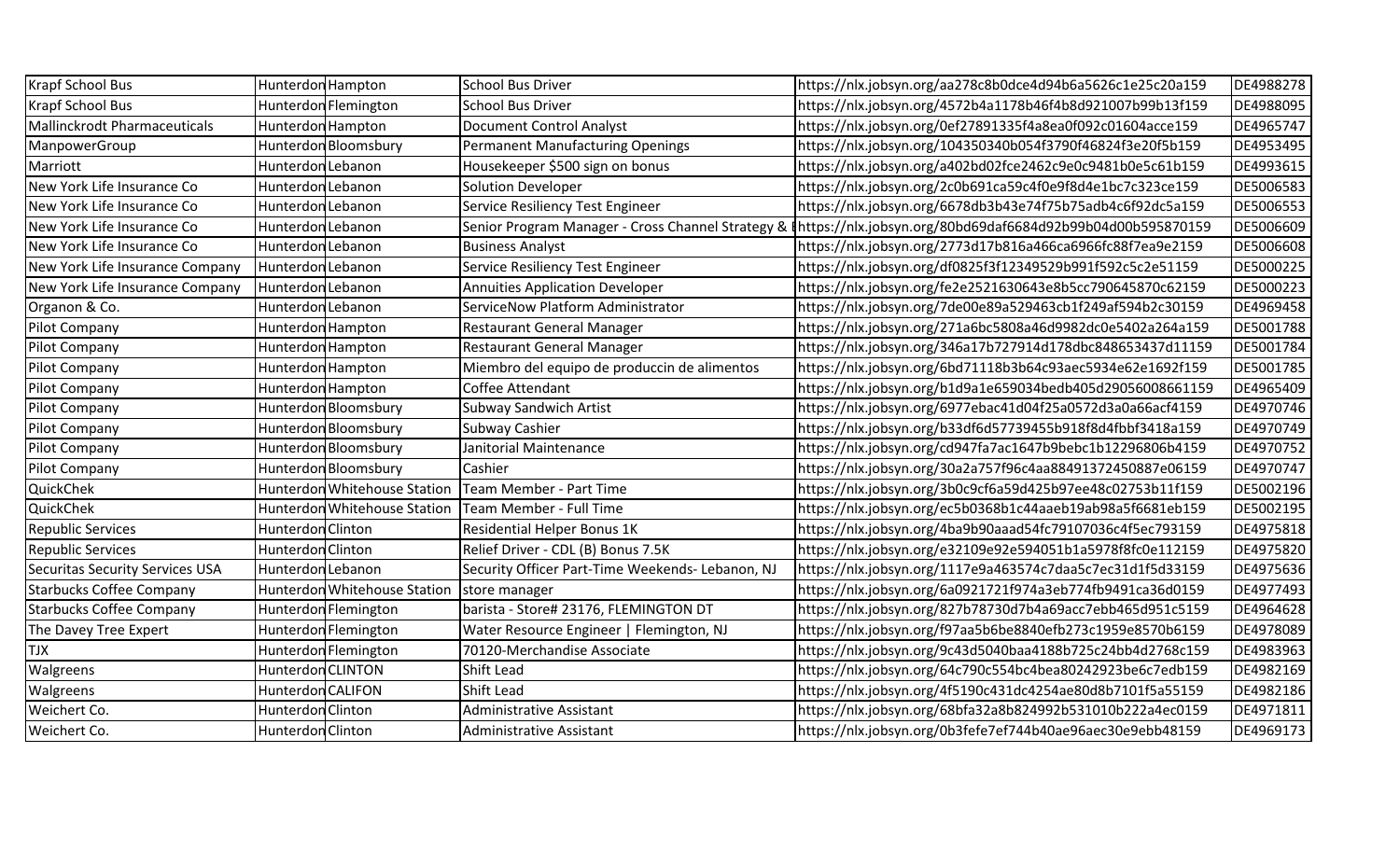| | | | | | |
|---|---|---|---|---|---|
| Krapf School Bus | Hunterdon | Hampton | School Bus Driver | https://nlx.jobsyn.org/aa278c8b0dce4d94b6a5626c1e25c20a159 | DE4988278 |
| Krapf School Bus | Hunterdon | Flemington | School Bus Driver | https://nlx.jobsyn.org/4572b4a1178b46f4b8d921007b99b13f159 | DE4988095 |
| Mallinckrodt Pharmaceuticals | Hunterdon | Hampton | Document Control Analyst | https://nlx.jobsyn.org/0ef27891335f4a8ea0f092c01604acce159 | DE4965747 |
| ManpowerGroup | Hunterdon | Bloomsbury | Permanent Manufacturing Openings | https://nlx.jobsyn.org/104350340b054f3790f46824f3e20f5b159 | DE4953495 |
| Marriott | Hunterdon | Lebanon | Housekeeper $500 sign on bonus | https://nlx.jobsyn.org/a402bd02fce2462c9e0c9481b0e5c61b159 | DE4993615 |
| New York Life Insurance Co | Hunterdon | Lebanon | Solution Developer | https://nlx.jobsyn.org/2c0b691ca59c4f0e9f8d4e1bc7c323ce159 | DE5006583 |
| New York Life Insurance Co | Hunterdon | Lebanon | Service Resiliency Test Engineer | https://nlx.jobsyn.org/6678db3b43e74f75b75adb4c6f92dc5a159 | DE5006553 |
| New York Life Insurance Co | Hunterdon | Lebanon | Senior Program Manager - Cross Channel Strategy & | https://nlx.jobsyn.org/80bd69daf6684d92b99b04d00b595870159 | DE5006609 |
| New York Life Insurance Co | Hunterdon | Lebanon | Business Analyst | https://nlx.jobsyn.org/2773d17b816a466ca6966fc88f7ea9e2159 | DE5006608 |
| New York Life Insurance Company | Hunterdon | Lebanon | Service Resiliency Test Engineer | https://nlx.jobsyn.org/df0825f3f12349529b991f592c5c2e51159 | DE5000225 |
| New York Life Insurance Company | Hunterdon | Lebanon | Annuities Application Developer | https://nlx.jobsyn.org/fe2e2521630643e8b5cc790645870c62159 | DE5000223 |
| Organon & Co. | Hunterdon | Lebanon | ServiceNow Platform Administrator | https://nlx.jobsyn.org/7de00e89a529463cb1f249af594b2c30159 | DE4969458 |
| Pilot Company | Hunterdon | Hampton | Restaurant General Manager | https://nlx.jobsyn.org/271a6bc5808a46d9982dc0e5402a264a159 | DE5001788 |
| Pilot Company | Hunterdon | Hampton | Restaurant General Manager | https://nlx.jobsyn.org/346a17b727914d178dbc848653437d11159 | DE5001784 |
| Pilot Company | Hunterdon | Hampton | Miembro del equipo de produccin de alimentos | https://nlx.jobsyn.org/6bd71118b3b64c93aec5934e62e1692f159 | DE5001785 |
| Pilot Company | Hunterdon | Hampton | Coffee Attendant | https://nlx.jobsyn.org/b1d9a1e659034bedb405d29056008661159 | DE4965409 |
| Pilot Company | Hunterdon | Bloomsbury | Subway Sandwich Artist | https://nlx.jobsyn.org/6977ebac41d04f25a0572d3a0a66acf4159 | DE4970746 |
| Pilot Company | Hunterdon | Bloomsbury | Subway Cashier | https://nlx.jobsyn.org/b33df6d57739455b918f8d4fbbf3418a159 | DE4970749 |
| Pilot Company | Hunterdon | Bloomsbury | Janitorial Maintenance | https://nlx.jobsyn.org/cd947fa7ac1647b9bebc1b12296806b4159 | DE4970752 |
| Pilot Company | Hunterdon | Bloomsbury | Cashier | https://nlx.jobsyn.org/30a2a757f96c4aa88491372450887e06159 | DE4970747 |
| QuickChek | Hunterdon | Whitehouse Station | Team Member - Part Time | https://nlx.jobsyn.org/3b0c9cf6a59d425b97ee48c02753b11f159 | DE5002196 |
| QuickChek | Hunterdon | Whitehouse Station | Team Member - Full Time | https://nlx.jobsyn.org/ec5b0368b1c44aaeb19ab98a5f6681eb159 | DE5002195 |
| Republic Services | Hunterdon | Clinton | Residential Helper Bonus 1K | https://nlx.jobsyn.org/4ba9b90aaad54fc79107036c4f5ec793159 | DE4975818 |
| Republic Services | Hunterdon | Clinton | Relief Driver - CDL (B) Bonus 7.5K | https://nlx.jobsyn.org/e32109e92e594051b1a5978f8fc0e112159 | DE4975820 |
| Securitas Security Services USA | Hunterdon | Lebanon | Security Officer Part-Time Weekends- Lebanon, NJ | https://nlx.jobsyn.org/1117e9a463574c7daa5c7ec31d1f5d33159 | DE4975636 |
| Starbucks Coffee Company | Hunterdon | Whitehouse Station | store manager | https://nlx.jobsyn.org/6a0921721f974a3eb774fb9491ca36d0159 | DE4977493 |
| Starbucks Coffee Company | Hunterdon | Flemington | barista - Store# 23176, FLEMINGTON DT | https://nlx.jobsyn.org/827b78730d7b4a69acc7ebb465d951c5159 | DE4964628 |
| The Davey Tree Expert | Hunterdon | Flemington | Water Resource Engineer \| Flemington, NJ | https://nlx.jobsyn.org/f97aa5b6be8840efb273c1959e8570b6159 | DE4978089 |
| TJX | Hunterdon | Flemington | 70120-Merchandise Associate | https://nlx.jobsyn.org/9c43d5040baa4188b725c24bb4d2768c159 | DE4983963 |
| Walgreens | Hunterdon | CLINTON | Shift Lead | https://nlx.jobsyn.org/64c790c554bc4bea80242923be6c7edb159 | DE4982169 |
| Walgreens | Hunterdon | CALIFON | Shift Lead | https://nlx.jobsyn.org/4f5190c431dc4254ae80d8b7101f5a55159 | DE4982186 |
| Weichert Co. | Hunterdon | Clinton | Administrative Assistant | https://nlx.jobsyn.org/68bfa32a8b824992b531010b222a4ec0159 | DE4971811 |
| Weichert Co. | Hunterdon | Clinton | Administrative Assistant | https://nlx.jobsyn.org/0b3fefe7ef744b40ae96aec30e9ebb48159 | DE4969173 |